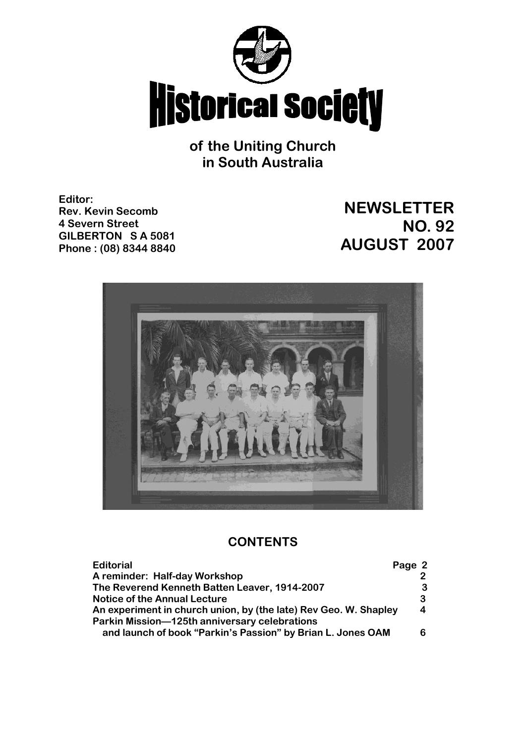# Historical Society

**of the Uniting Church in South Australia**

**Editor:**
**Rev. Kevin Secomb**
**4 Severn Street**
**GILBERTON S A 5081**
**Phone : (08) 8344 8840**

## NEWSLETTER NO. 92 AUGUST 2007

### CONTENTS

| | |
|---|---|
| **Editorial** | **Page 2** |
| **A reminder: Half-day Workshop** | **2** |
| **The Reverend Kenneth Batten Leaver, 1914-2007** | **3** |
| **Notice of the Annual Lecture** | **3** |
| **An experiment in church union, by (the late) Rev Geo. W. Shapley** | **4** |
| **Parkin Mission—125th anniversary celebrations and launch of book "Parkin's Passion" by Brian L. Jones OAM** | **6** |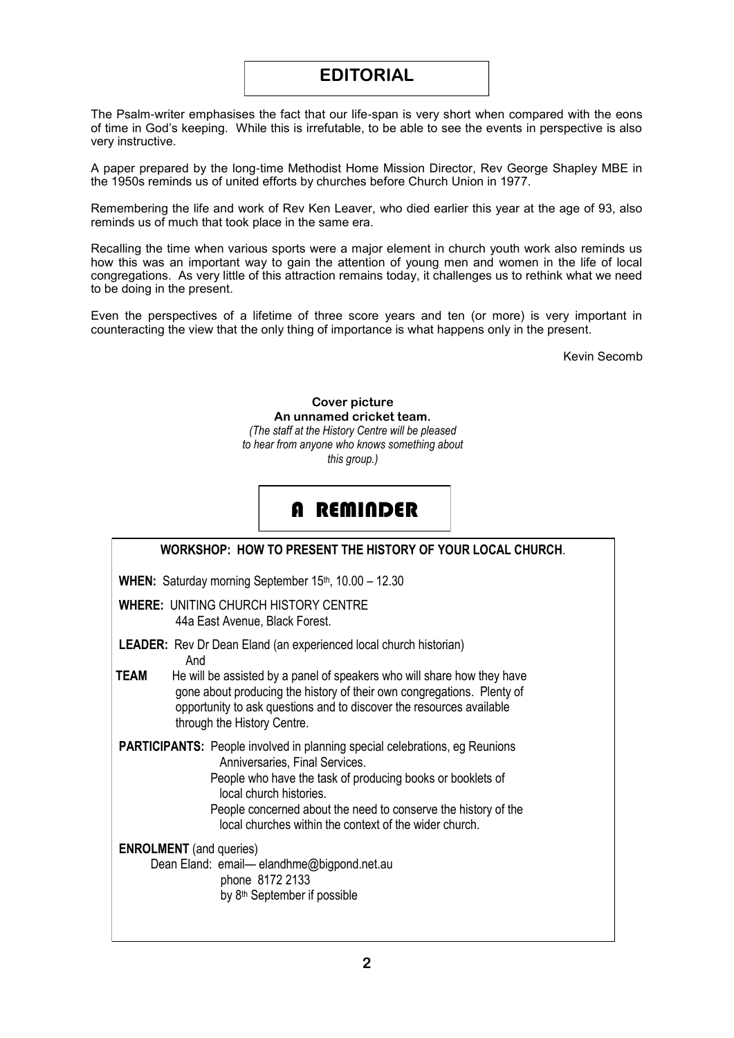# EDITORIAL

The Psalm-writer emphasises the fact that our life-span is very short when compared with the eons of time in God's keeping. While this is irrefutable, to be able to see the events in perspective is also very instructive.

A paper prepared by the long-time Methodist Home Mission Director, Rev George Shapley MBE in the 1950s reminds us of united efforts by churches before Church Union in 1977.

Remembering the life and work of Rev Ken Leaver, who died earlier this year at the age of 93, also reminds us of much that took place in the same era.

Recalling the time when various sports were a major element in church youth work also reminds us how this was an important way to gain the attention of young men and women in the life of local congregations. As very little of this attraction remains today, it challenges us to rethink what we need to be doing in the present.

Even the perspectives of a lifetime of three score years and ten (or more) is very important in counteracting the view that the only thing of importance is what happens only in the present.

Kevin Secomb

**Cover picture**
**An unnamed cricket team.**
*(The staff at the History Centre will be pleased to hear from anyone who knows something about this group.)*

# A REMINDER

**WORKSHOP: HOW TO PRESENT THE HISTORY OF YOUR LOCAL CHURCH**.

**WHEN:** Saturday morning September 15th, 10.00 – 12.30

**WHERE:** UNITING CHURCH HISTORY CENTRE
44a East Avenue, Black Forest.

**LEADER:** Rev Dr Dean Eland (an experienced local church historian)
And

**TEAM** He will be assisted by a panel of speakers who will share how they have gone about producing the history of their own congregations. Plenty of opportunity to ask questions and to discover the resources available through the History Centre.

**PARTICIPANTS:** People involved in planning special celebrations, eg Reunions Anniversaries, Final Services.
People who have the task of producing books or booklets of local church histories.
People concerned about the need to conserve the history of the local churches within the context of the wider church.

**ENROLMENT** (and queries)
Dean Eland: email— elandhme@bigpond.net.au
phone 8172 2133
by 8th September if possible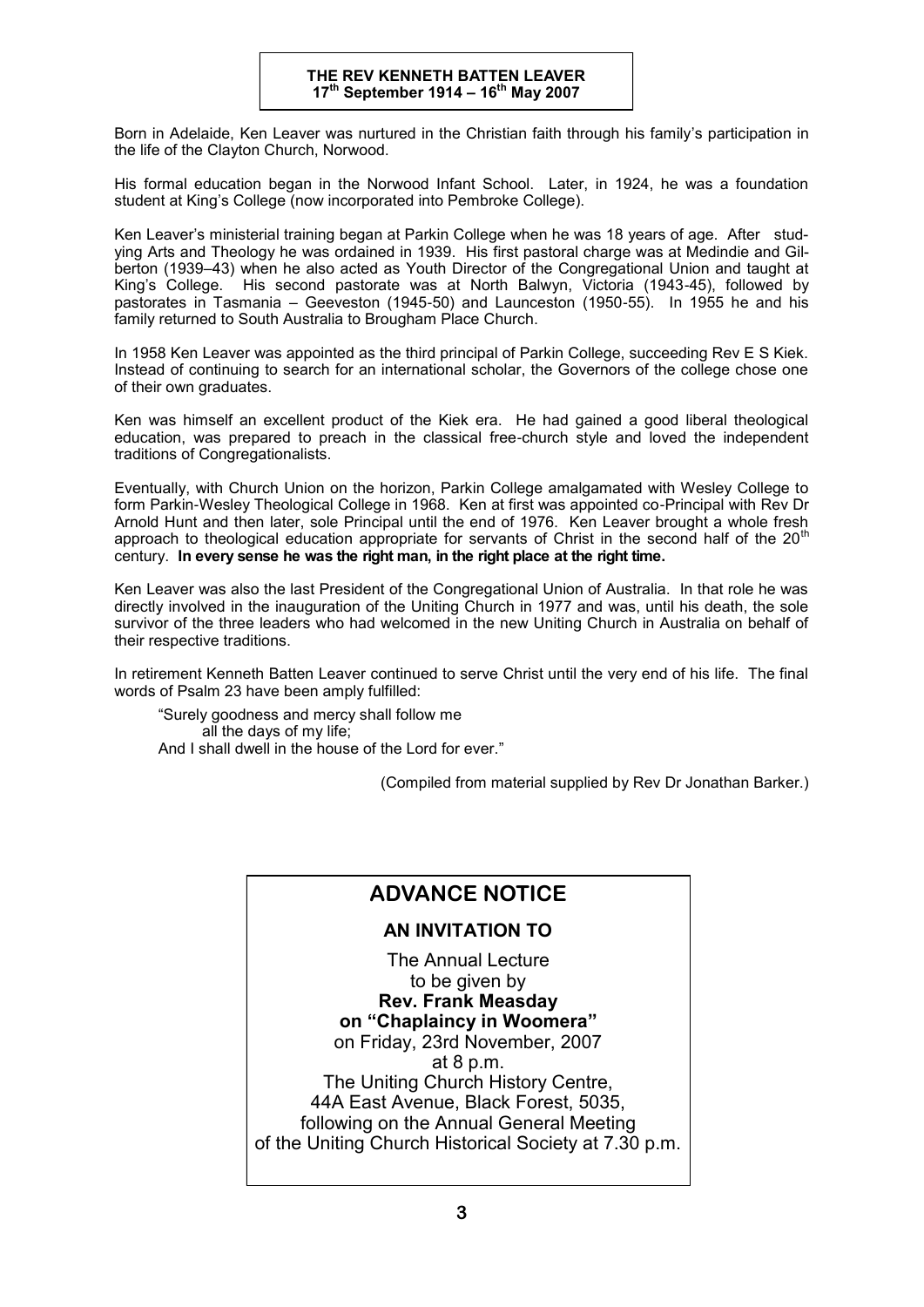## THE REV KENNETH BATTEN LEAVER
**17th September 1914 – 16th May 2007**

Born in Adelaide, Ken Leaver was nurtured in the Christian faith through his family's participation in the life of the Clayton Church, Norwood.

His formal education began in the Norwood Infant School. Later, in 1924, he was a foundation student at King's College (now incorporated into Pembroke College).

Ken Leaver's ministerial training began at Parkin College when he was 18 years of age. After studying Arts and Theology he was ordained in 1939. His first pastoral charge was at Medindie and Gilberton (1939–43) when he also acted as Youth Director of the Congregational Union and taught at King's College. His second pastorate was at North Balwyn, Victoria (1943-45), followed by pastorates in Tasmania – Geeveston (1945-50) and Launceston (1950-55). In 1955 he and his family returned to South Australia to Brougham Place Church.

In 1958 Ken Leaver was appointed as the third principal of Parkin College, succeeding Rev E S Kiek. Instead of continuing to search for an international scholar, the Governors of the college chose one of their own graduates.

Ken was himself an excellent product of the Kiek era. He had gained a good liberal theological education, was prepared to preach in the classical free-church style and loved the independent traditions of Congregationalists.

Eventually, with Church Union on the horizon, Parkin College amalgamated with Wesley College to form Parkin-Wesley Theological College in 1968. Ken at first was appointed co-Principal with Rev Dr Arnold Hunt and then later, sole Principal until the end of 1976. Ken Leaver brought a whole fresh approach to theological education appropriate for servants of Christ in the second half of the 20th century. **In every sense he was the right man, in the right place at the right time.**

Ken Leaver was also the last President of the Congregational Union of Australia. In that role he was directly involved in the inauguration of the Uniting Church in 1977 and was, until his death, the sole survivor of the three leaders who had welcomed in the new Uniting Church in Australia on behalf of their respective traditions.

In retirement Kenneth Batten Leaver continued to serve Christ until the very end of his life. The final words of Psalm 23 have been amply fulfilled:

> "Surely goodness and mercy shall follow me
> all the days of my life;
> And I shall dwell in the house of the Lord for ever."

(Compiled from material supplied by Rev Dr Jonathan Barker.)

## ADVANCE NOTICE

### AN INVITATION TO

The Annual Lecture
to be given by
**Rev. Frank Measday**
**on "Chaplaincy in Woomera"**
on Friday, 23rd November, 2007
at 8 p.m.
The Uniting Church History Centre,
44A East Avenue, Black Forest, 5035,
following on the Annual General Meeting
of the Uniting Church Historical Society at 7.30 p.m.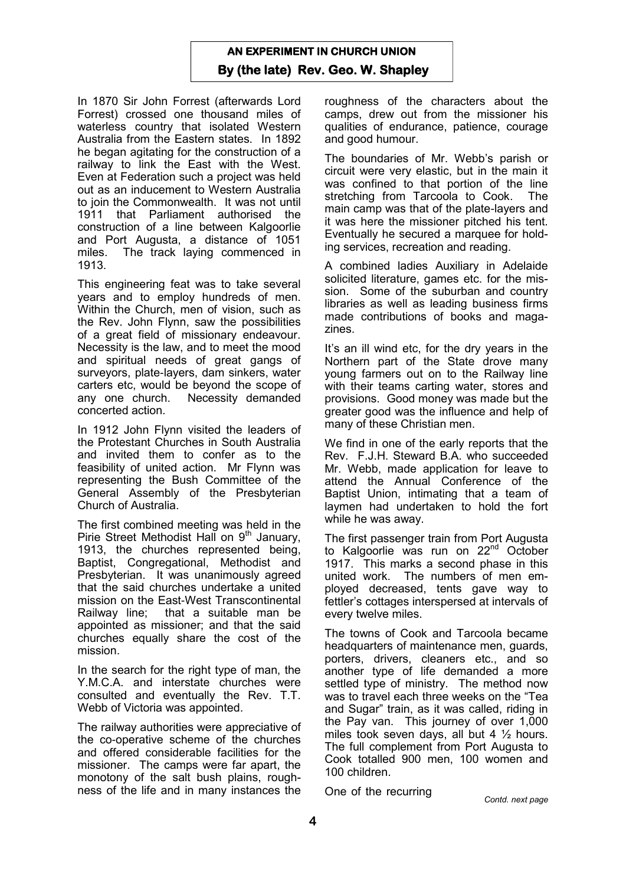## AN EXPERIMENT IN CHURCH UNION

### By (the late) Rev. Geo. W. Shapley

In 1870 Sir John Forrest (afterwards Lord Forrest) crossed one thousand miles of waterless country that isolated Western Australia from the Eastern states. In 1892 he began agitating for the construction of a railway to link the East with the West. Even at Federation such a project was held out as an inducement to Western Australia to join the Commonwealth. It was not until 1911 that Parliament authorised the construction of a line between Kalgoorlie and Port Augusta, a distance of 1051 miles. The track laying commenced in 1913.

This engineering feat was to take several years and to employ hundreds of men. Within the Church, men of vision, such as the Rev. John Flynn, saw the possibilities of a great field of missionary endeavour. Necessity is the law, and to meet the mood and spiritual needs of great gangs of surveyors, plate-layers, dam sinkers, water carters etc, would be beyond the scope of any one church. Necessity demanded concerted action.

In 1912 John Flynn visited the leaders of the Protestant Churches in South Australia and invited them to confer as to the feasibility of united action. Mr Flynn was representing the Bush Committee of the General Assembly of the Presbyterian Church of Australia.

The first combined meeting was held in the Pirie Street Methodist Hall on 9th January, 1913, the churches represented being, Baptist, Congregational, Methodist and Presbyterian. It was unanimously agreed that the said churches undertake a united mission on the East-West Transcontinental Railway line; that a suitable man be appointed as missioner; and that the said churches equally share the cost of the mission.

In the search for the right type of man, the Y.M.C.A. and interstate churches were consulted and eventually the Rev. T.T. Webb of Victoria was appointed.

The railway authorities were appreciative of the co-operative scheme of the churches and offered considerable facilities for the missioner. The camps were far apart, the monotony of the salt bush plains, roughness of the life and in many instances the roughness of the characters about the camps, drew out from the missioner his qualities of endurance, patience, courage and good humour.

The boundaries of Mr. Webb's parish or circuit were very elastic, but in the main it was confined to that portion of the line stretching from Tarcoola to Cook. The main camp was that of the plate-layers and it was here the missioner pitched his tent. Eventually he secured a marquee for holding services, recreation and reading.

A combined ladies Auxiliary in Adelaide solicited literature, games etc. for the mission. Some of the suburban and country libraries as well as leading business firms made contributions of books and magazines.

It's an ill wind etc, for the dry years in the Northern part of the State drove many young farmers out on to the Railway line with their teams carting water, stores and provisions. Good money was made but the greater good was the influence and help of many of these Christian men.

We find in one of the early reports that the Rev. F.J.H. Steward B.A. who succeeded Mr. Webb, made application for leave to attend the Annual Conference of the Baptist Union, intimating that a team of laymen had undertaken to hold the fort while he was away.

The first passenger train from Port Augusta to Kalgoorlie was run on 22nd October 1917. This marks a second phase in this united work. The numbers of men employed decreased, tents gave way to fettler's cottages interspersed at intervals of every twelve miles.

The towns of Cook and Tarcoola became headquarters of maintenance men, guards, porters, drivers, cleaners etc., and so another type of life demanded a more settled type of ministry. The method now was to travel each three weeks on the "Tea and Sugar" train, as it was called, riding in the Pay van. This journey of over 1,000 miles took seven days, all but 4 ½ hours. The full complement from Port Augusta to Cook totalled 900 men, 100 women and 100 children.

One of the recurring

*Contd. next page*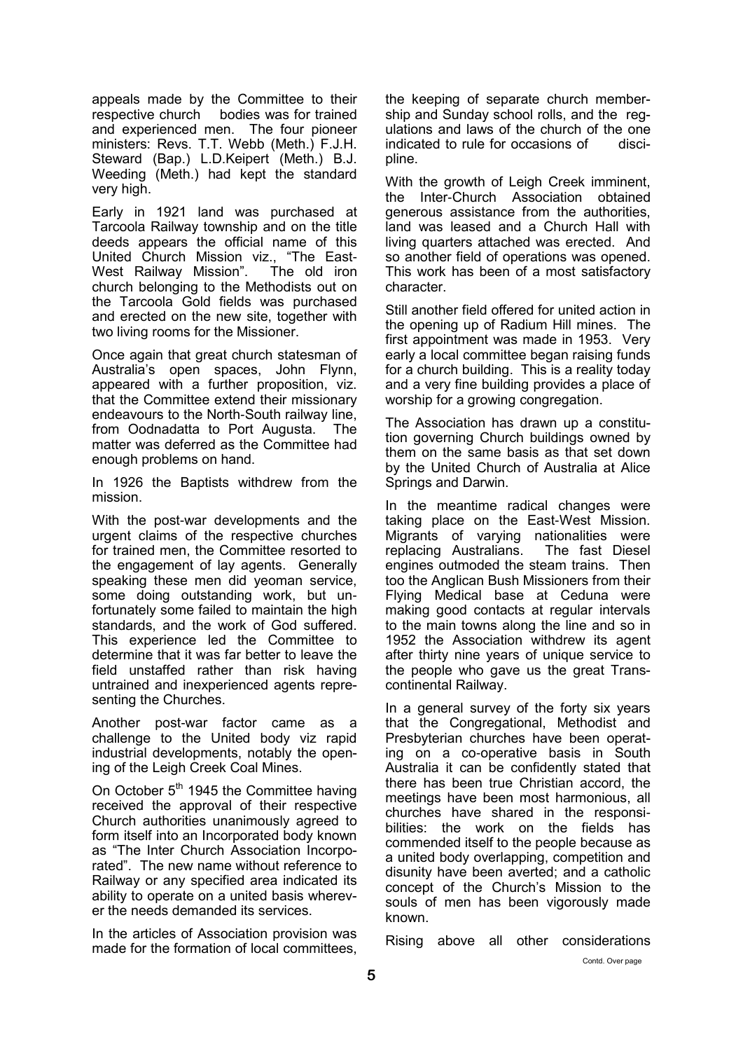appeals made by the Committee to their respective church bodies was for trained and experienced men. The four pioneer ministers: Revs. T.T. Webb (Meth.) F.J.H. Steward (Bap.) L.D.Keipert (Meth.) B.J. Weeding (Meth.) had kept the standard very high.

Early in 1921 land was purchased at Tarcoola Railway township and on the title deeds appears the official name of this United Church Mission viz., "The East-West Railway Mission". The old iron church belonging to the Methodists out on the Tarcoola Gold fields was purchased and erected on the new site, together with two living rooms for the Missioner.

Once again that great church statesman of Australia's open spaces, John Flynn, appeared with a further proposition, viz. that the Committee extend their missionary endeavours to the North-South railway line, from Oodnadatta to Port Augusta. The matter was deferred as the Committee had enough problems on hand.

In 1926 the Baptists withdrew from the mission.

With the post-war developments and the urgent claims of the respective churches for trained men, the Committee resorted to the engagement of lay agents. Generally speaking these men did yeoman service, some doing outstanding work, but unfortunately some failed to maintain the high standards, and the work of God suffered. This experience led the Committee to determine that it was far better to leave the field unstaffed rather than risk having untrained and inexperienced agents representing the Churches.

Another post-war factor came as a challenge to the United body viz rapid industrial developments, notably the opening of the Leigh Creek Coal Mines.

On October 5th 1945 the Committee having received the approval of their respective Church authorities unanimously agreed to form itself into an Incorporated body known as "The Inter Church Association Incorporated". The new name without reference to Railway or any specified area indicated its ability to operate on a united basis wherever the needs demanded its services.

In the articles of Association provision was made for the formation of local committees, the keeping of separate church membership and Sunday school rolls, and the regulations and laws of the church of the one indicated to rule for occasions of discipline.

With the growth of Leigh Creek imminent, the Inter-Church Association obtained generous assistance from the authorities, land was leased and a Church Hall with living quarters attached was erected. And so another field of operations was opened. This work has been of a most satisfactory character.

Still another field offered for united action in the opening up of Radium Hill mines. The first appointment was made in 1953. Very early a local committee began raising funds for a church building. This is a reality today and a very fine building provides a place of worship for a growing congregation.

The Association has drawn up a constitution governing Church buildings owned by them on the same basis as that set down by the United Church of Australia at Alice Springs and Darwin.

In the meantime radical changes were taking place on the East-West Mission. Migrants of varying nationalities were replacing Australians. The fast Diesel engines outmoded the steam trains. Then too the Anglican Bush Missioners from their Flying Medical base at Ceduna were making good contacts at regular intervals to the main towns along the line and so in 1952 the Association withdrew its agent after thirty nine years of unique service to the people who gave us the great Transcontinental Railway.

In a general survey of the forty six years that the Congregational, Methodist and Presbyterian churches have been operating on a co-operative basis in South Australia it can be confidently stated that there has been true Christian accord, the meetings have been most harmonious, all churches have shared in the responsibilities: the work on the fields has commended itself to the people because as a united body overlapping, competition and disunity have been averted; and a catholic concept of the Church's Mission to the souls of men has been vigorously made known.

Rising above all other considerations

Contd. Over page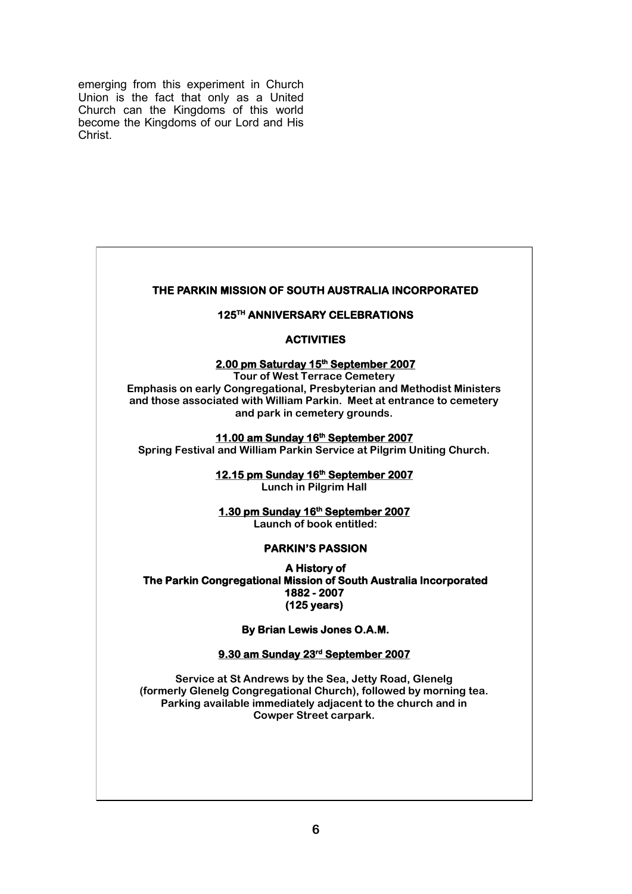emerging from this experiment in Church Union is the fact that only as a United Church can the Kingdoms of this world become the Kingdoms of our Lord and His Christ.

**THE PARKIN MISSION OF SOUTH AUSTRALIA INCORPORATED**

**125TH ANNIVERSARY CELEBRATIONS**

**ACTIVITIES**

**2.00 pm Saturday 15th September 2007**

**Tour of West Terrace Cemetery**
**Emphasis on early Congregational, Presbyterian and Methodist Ministers and those associated with William Parkin. Meet at entrance to cemetery and park in cemetery grounds.**

**11.00 am Sunday 16th September 2007**

**Spring Festival and William Parkin Service at Pilgrim Uniting Church.**

**12.15 pm Sunday 16th September 2007**

**Lunch in Pilgrim Hall**

**1.30 pm Sunday 16th September 2007**

**Launch of book entitled:**

**PARKIN'S PASSION**

**A History of**
**The Parkin Congregational Mission of South Australia Incorporated**
**1882 - 2007**
**(125 years)**

**By Brian Lewis Jones O.A.M.**

**9.30 am Sunday 23rd September 2007**

**Service at St Andrews by the Sea, Jetty Road, Glenelg (formerly Glenelg Congregational Church), followed by morning tea. Parking available immediately adjacent to the church and in Cowper Street carpark.**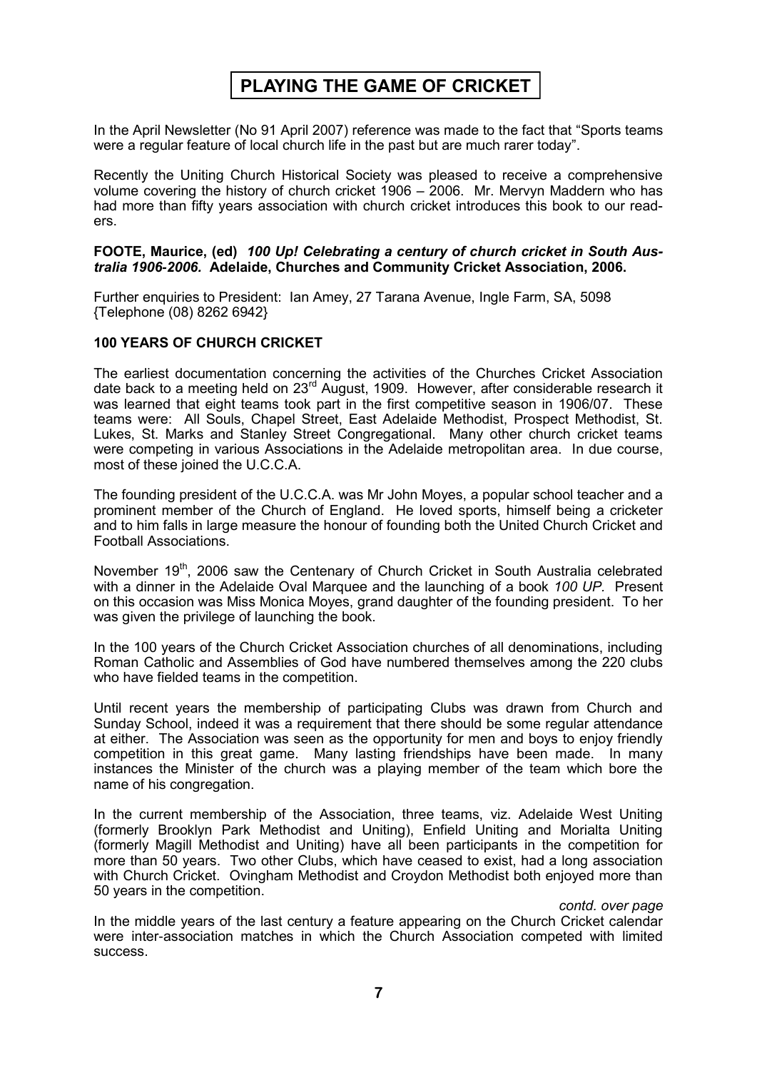# PLAYING THE GAME OF CRICKET

In the April Newsletter (No 91 April 2007) reference was made to the fact that "Sports teams were a regular feature of local church life in the past but are much rarer today".

Recently the Uniting Church Historical Society was pleased to receive a comprehensive volume covering the history of church cricket 1906 – 2006. Mr. Mervyn Maddern who has had more than fifty years association with church cricket introduces this book to our readers.

**FOOTE, Maurice, (ed)** ***100 Up! Celebrating a century of church cricket in South Australia 1906-2006.*** **Adelaide, Churches and Community Cricket Association, 2006.**

Further enquiries to President: Ian Amey, 27 Tarana Avenue, Ingle Farm, SA, 5098 {Telephone (08) 8262 6942}

**100 YEARS OF CHURCH CRICKET**

The earliest documentation concerning the activities of the Churches Cricket Association date back to a meeting held on 23rd August, 1909. However, after considerable research it was learned that eight teams took part in the first competitive season in 1906/07. These teams were: All Souls, Chapel Street, East Adelaide Methodist, Prospect Methodist, St. Lukes, St. Marks and Stanley Street Congregational. Many other church cricket teams were competing in various Associations in the Adelaide metropolitan area. In due course, most of these joined the U.C.C.A.

The founding president of the U.C.C.A. was Mr John Moyes, a popular school teacher and a prominent member of the Church of England. He loved sports, himself being a cricketer and to him falls in large measure the honour of founding both the United Church Cricket and Football Associations.

November 19th, 2006 saw the Centenary of Church Cricket in South Australia celebrated with a dinner in the Adelaide Oval Marquee and the launching of a book *100 UP*. Present on this occasion was Miss Monica Moyes, grand daughter of the founding president. To her was given the privilege of launching the book.

In the 100 years of the Church Cricket Association churches of all denominations, including Roman Catholic and Assemblies of God have numbered themselves among the 220 clubs who have fielded teams in the competition.

Until recent years the membership of participating Clubs was drawn from Church and Sunday School, indeed it was a requirement that there should be some regular attendance at either. The Association was seen as the opportunity for men and boys to enjoy friendly competition in this great game. Many lasting friendships have been made. In many instances the Minister of the church was a playing member of the team which bore the name of his congregation.

In the current membership of the Association, three teams, viz. Adelaide West Uniting (formerly Brooklyn Park Methodist and Uniting), Enfield Uniting and Morialta Uniting (formerly Magill Methodist and Uniting) have all been participants in the competition for more than 50 years. Two other Clubs, which have ceased to exist, had a long association with Church Cricket. Ovingham Methodist and Croydon Methodist both enjoyed more than 50 years in the competition.

*contd. over page*

In the middle years of the last century a feature appearing on the Church Cricket calendar were inter-association matches in which the Church Association competed with limited success.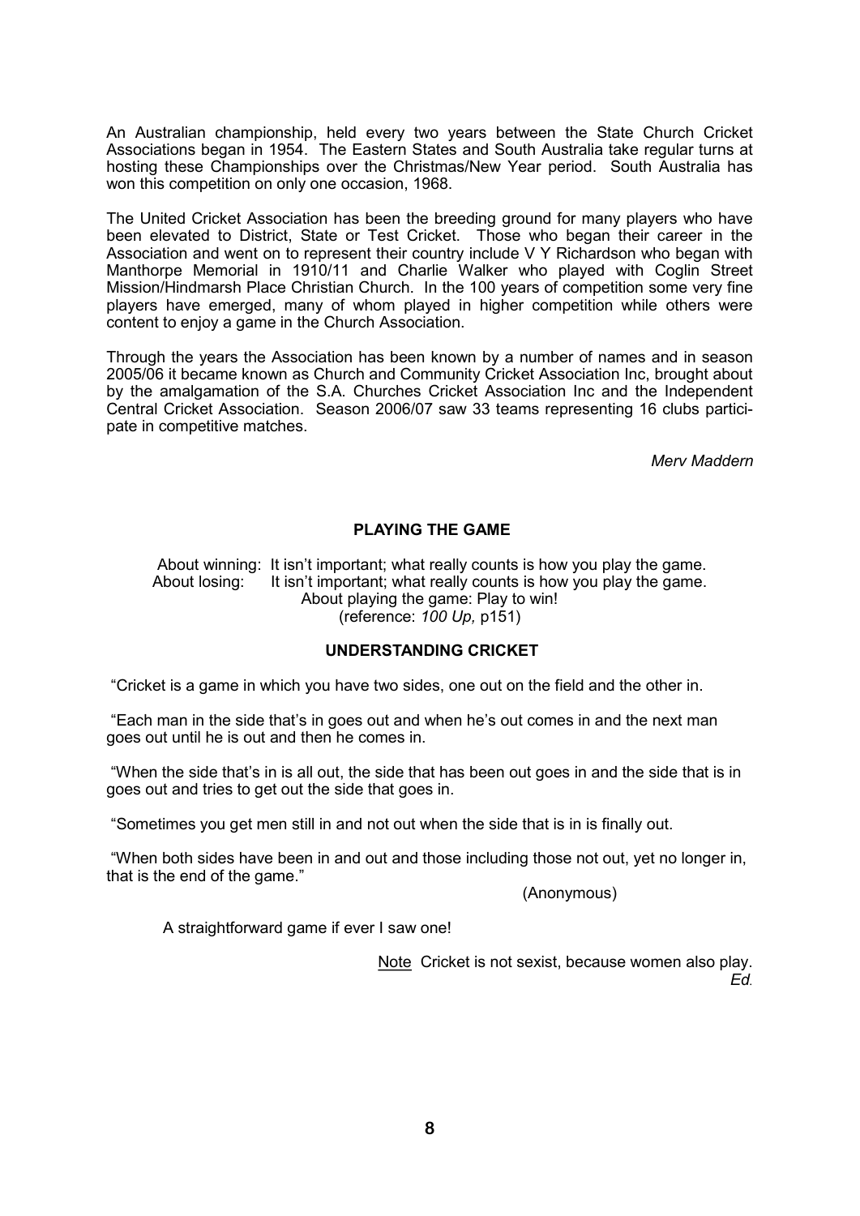An Australian championship, held every two years between the State Church Cricket Associations began in 1954. The Eastern States and South Australia take regular turns at hosting these Championships over the Christmas/New Year period. South Australia has won this competition on only one occasion, 1968.

The United Cricket Association has been the breeding ground for many players who have been elevated to District, State or Test Cricket. Those who began their career in the Association and went on to represent their country include V Y Richardson who began with Manthorpe Memorial in 1910/11 and Charlie Walker who played with Coglin Street Mission/Hindmarsh Place Christian Church. In the 100 years of competition some very fine players have emerged, many of whom played in higher competition while others were content to enjoy a game in the Church Association.

Through the years the Association has been known by a number of names and in season 2005/06 it became known as Church and Community Cricket Association Inc, brought about by the amalgamation of the S.A. Churches Cricket Association Inc and the Independent Central Cricket Association. Season 2006/07 saw 33 teams representing 16 clubs participate in competitive matches.

*Merv Maddern*

## PLAYING THE GAME

About winning: It isn't important; what really counts is how you play the game.
About losing: It isn't important; what really counts is how you play the game.
About playing the game: Play to win!
(reference: *100 Up,* p151)

## UNDERSTANDING CRICKET

"Cricket is a game in which you have two sides, one out on the field and the other in.

"Each man in the side that's in goes out and when he's out comes in and the next man goes out until he is out and then he comes in.

"When the side that's in is all out, the side that has been out goes in and the side that is in goes out and tries to get out the side that goes in.

"Sometimes you get men still in and not out when the side that is in is finally out.

"When both sides have been in and out and those including those not out, yet no longer in, that is the end of the game."

(Anonymous)

A straightforward game if ever I saw one!

Note Cricket is not sexist, because women also play.
*Ed.*